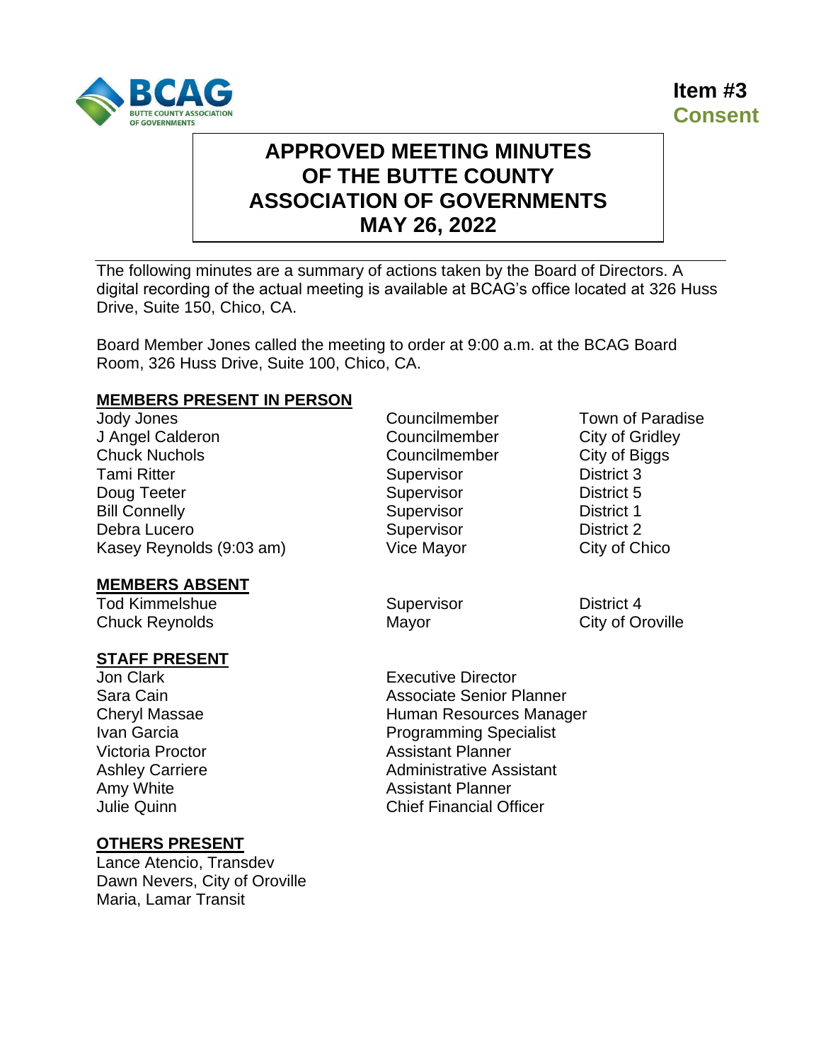**Item #3**
**Consent**

# APPROVED MEETING MINUTES OF THE BUTTE COUNTY ASSOCIATION OF GOVERNMENTS MAY 26, 2022

The following minutes are a summary of actions taken by the Board of Directors. A digital recording of the actual meeting is available at BCAG's office located at 326 Huss Drive, Suite 150, Chico, CA.

Board Member Jones called the meeting to order at 9:00 a.m. at the BCAG Board Room, 326 Huss Drive, Suite 100, Chico, CA.

**MEMBERS PRESENT IN PERSON**

| | | |
|---|---|---|
| Jody Jones | Councilmember | Town of Paradise |
| J Angel Calderon | Councilmember | City of Gridley |
| Chuck Nuchols | Councilmember | City of Biggs |
| Tami Ritter | Supervisor | District 3 |
| Doug Teeter | Supervisor | District 5 |
| Bill Connelly | Supervisor | District 1 |
| Debra Lucero | Supervisor | District 2 |
| Kasey Reynolds (9:03 am) | Vice Mayor | City of Chico |

**MEMBERS ABSENT**

| | | |
|---|---|---|
| Tod Kimmelshue | Supervisor | District 4 |
| Chuck Reynolds | Mayor | City of Oroville |

**STAFF PRESENT**

| | |
|---|---|
| Jon Clark | Executive Director |
| Sara Cain | Associate Senior Planner |
| Cheryl Massae | Human Resources Manager |
| Ivan Garcia | Programming Specialist |
| Victoria Proctor | Assistant Planner |
| Ashley Carriere | Administrative Assistant |
| Amy White | Assistant Planner |
| Julie Quinn | Chief Financial Officer |

**OTHERS PRESENT**

Lance Atencio, Transdev
Dawn Nevers, City of Oroville
Maria, Lamar Transit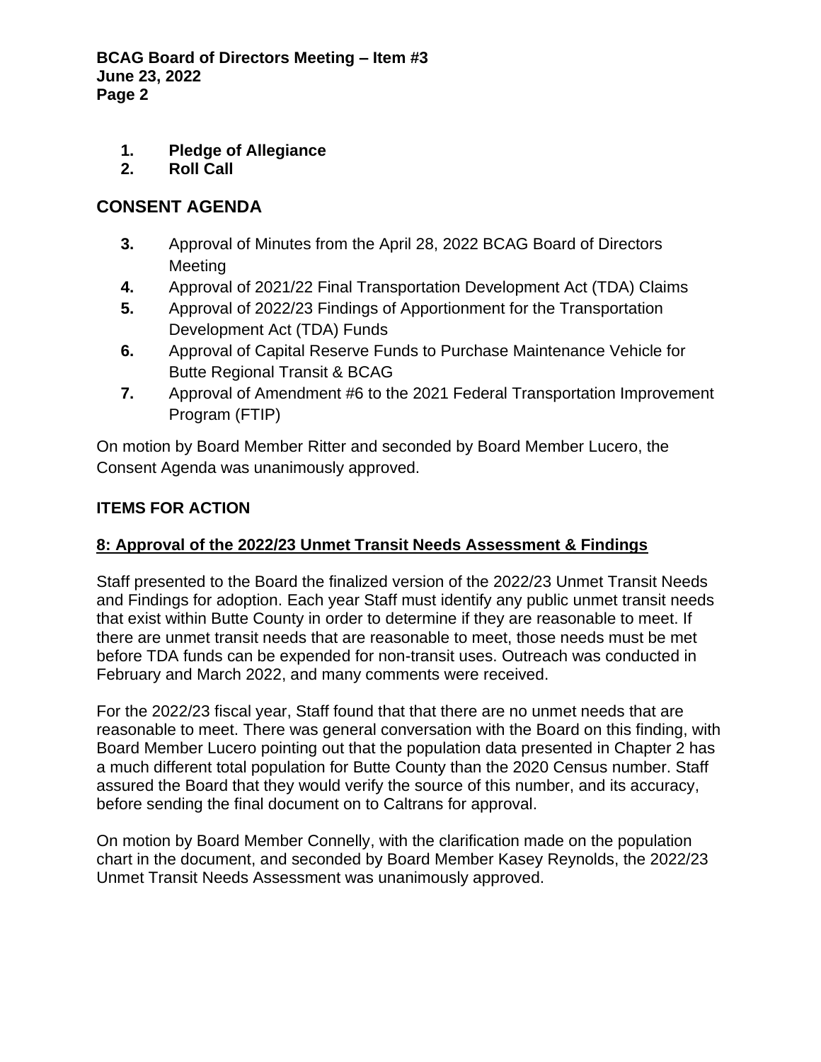1. **Pledge of Allegiance**
2. **Roll Call**

## CONSENT AGENDA

3. Approval of Minutes from the April 28, 2022 BCAG Board of Directors Meeting
4. Approval of 2021/22 Final Transportation Development Act (TDA) Claims
5. Approval of 2022/23 Findings of Apportionment for the Transportation Development Act (TDA) Funds
6. Approval of Capital Reserve Funds to Purchase Maintenance Vehicle for Butte Regional Transit & BCAG
7. Approval of Amendment #6 to the 2021 Federal Transportation Improvement Program (FTIP)

On motion by Board Member Ritter and seconded by Board Member Lucero, the Consent Agenda was unanimously approved.

### ITEMS FOR ACTION

**8: Approval of the 2022/23 Unmet Transit Needs Assessment & Findings**

Staff presented to the Board the finalized version of the 2022/23 Unmet Transit Needs and Findings for adoption. Each year Staff must identify any public unmet transit needs that exist within Butte County in order to determine if they are reasonable to meet. If there are unmet transit needs that are reasonable to meet, those needs must be met before TDA funds can be expended for non-transit uses. Outreach was conducted in February and March 2022, and many comments were received.

For the 2022/23 fiscal year, Staff found that that there are no unmet needs that are reasonable to meet. There was general conversation with the Board on this finding, with Board Member Lucero pointing out that the population data presented in Chapter 2 has a much different total population for Butte County than the 2020 Census number. Staff assured the Board that they would verify the source of this number, and its accuracy, before sending the final document on to Caltrans for approval.

On motion by Board Member Connelly, with the clarification made on the population chart in the document, and seconded by Board Member Kasey Reynolds, the 2022/23 Unmet Transit Needs Assessment was unanimously approved.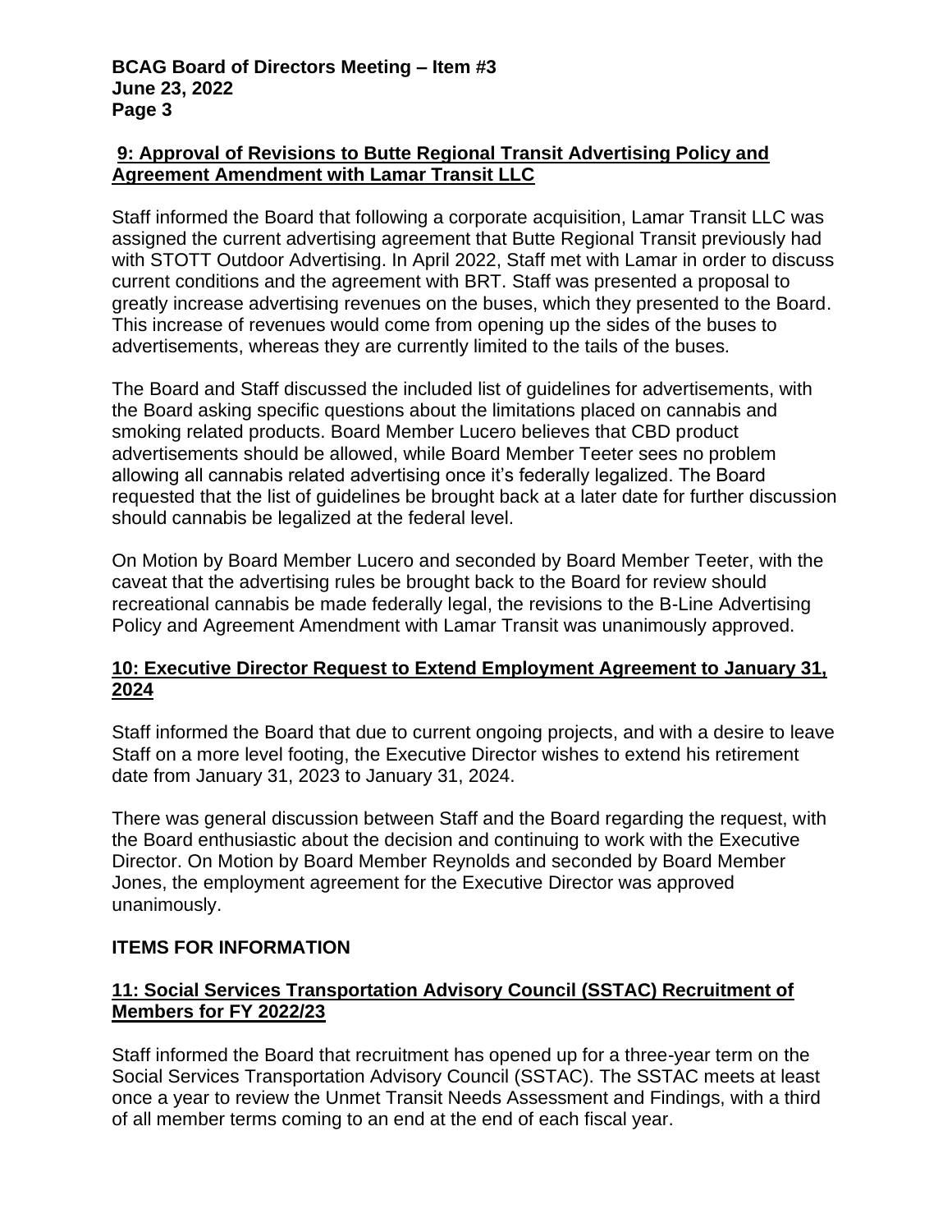## 9: Approval of Revisions to Butte Regional Transit Advertising Policy and Agreement Amendment with Lamar Transit LLC

Staff informed the Board that following a corporate acquisition, Lamar Transit LLC was assigned the current advertising agreement that Butte Regional Transit previously had with STOTT Outdoor Advertising. In April 2022, Staff met with Lamar in order to discuss current conditions and the agreement with BRT. Staff was presented a proposal to greatly increase advertising revenues on the buses, which they presented to the Board. This increase of revenues would come from opening up the sides of the buses to advertisements, whereas they are currently limited to the tails of the buses.

The Board and Staff discussed the included list of guidelines for advertisements, with the Board asking specific questions about the limitations placed on cannabis and smoking related products. Board Member Lucero believes that CBD product advertisements should be allowed, while Board Member Teeter sees no problem allowing all cannabis related advertising once it's federally legalized. The Board requested that the list of guidelines be brought back at a later date for further discussion should cannabis be legalized at the federal level.

On Motion by Board Member Lucero and seconded by Board Member Teeter, with the caveat that the advertising rules be brought back to the Board for review should recreational cannabis be made federally legal, the revisions to the B-Line Advertising Policy and Agreement Amendment with Lamar Transit was unanimously approved.

## 10: Executive Director Request to Extend Employment Agreement to January 31, 2024

Staff informed the Board that due to current ongoing projects, and with a desire to leave Staff on a more level footing, the Executive Director wishes to extend his retirement date from January 31, 2023 to January 31, 2024.

There was general discussion between Staff and the Board regarding the request, with the Board enthusiastic about the decision and continuing to work with the Executive Director. On Motion by Board Member Reynolds and seconded by Board Member Jones, the employment agreement for the Executive Director was approved unanimously.

## ITEMS FOR INFORMATION

## 11: Social Services Transportation Advisory Council (SSTAC) Recruitment of Members for FY 2022/23

Staff informed the Board that recruitment has opened up for a three-year term on the Social Services Transportation Advisory Council (SSTAC). The SSTAC meets at least once a year to review the Unmet Transit Needs Assessment and Findings, with a third of all member terms coming to an end at the end of each fiscal year.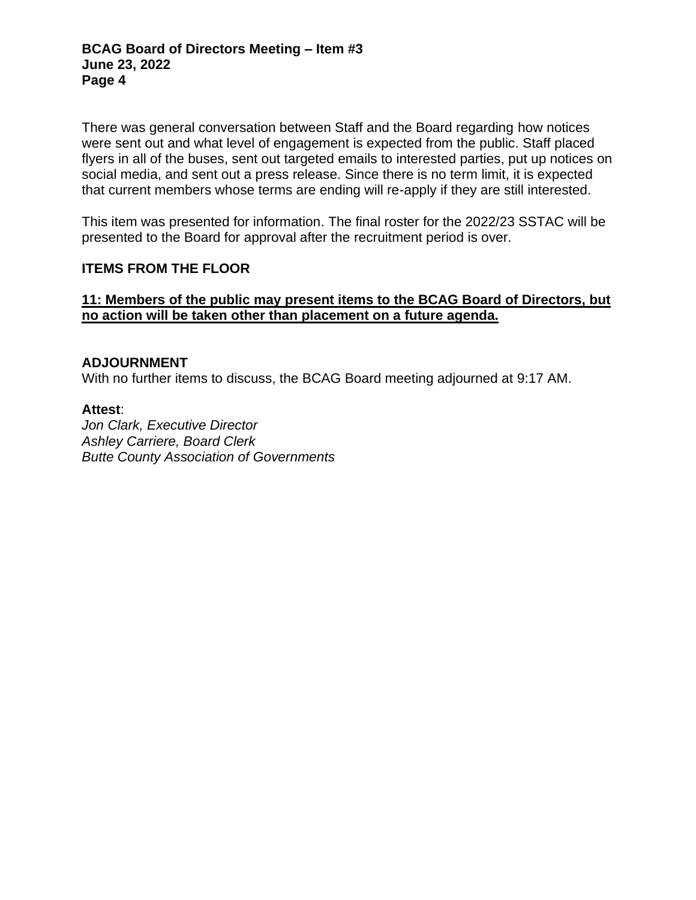There was general conversation between Staff and the Board regarding how notices were sent out and what level of engagement is expected from the public. Staff placed flyers in all of the buses, sent out targeted emails to interested parties, put up notices on social media, and sent out a press release. Since there is no term limit, it is expected that current members whose terms are ending will re-apply if they are still interested.

This item was presented for information. The final roster for the 2022/23 SSTAC will be presented to the Board for approval after the recruitment period is over.

## ITEMS FROM THE FLOOR

**11: Members of the public may present items to the BCAG Board of Directors, but no action will be taken other than placement on a future agenda.**

## ADJOURNMENT

With no further items to discuss, the BCAG Board meeting adjourned at 9:17 AM.

**Attest**:
*Jon Clark, Executive Director*
*Ashley Carriere, Board Clerk*
*Butte County Association of Governments*